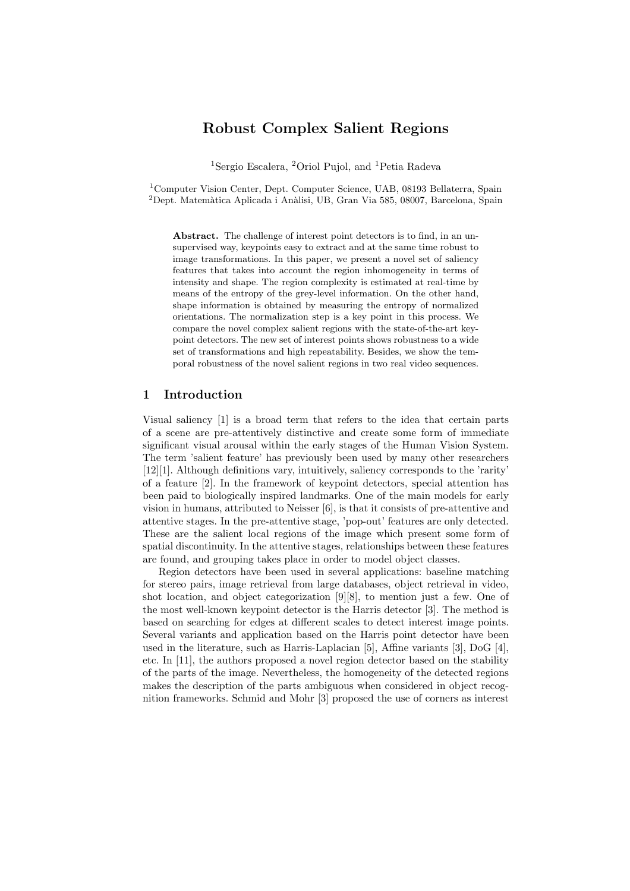# Robust Complex Salient Regions

[1]Sergio Escalera, [2]Oriol Pujol, and [1]Petia Radeva

[1]Computer Vision Center, Dept. Computer Science, UAB, 08193 Bellaterra, Spain
[2]Dept. Matemàtica Aplicada i Anàlisi, UB, Gran Via 585, 08007, Barcelona, Spain

**Abstract.** The challenge of interest point detectors is to find, in an unsupervised way, keypoints easy to extract and at the same time robust to image transformations. In this paper, we present a novel set of saliency features that takes into account the region inhomogeneity in terms of intensity and shape. The region complexity is estimated at real-time by means of the entropy of the grey-level information. On the other hand, shape information is obtained by measuring the entropy of normalized orientations. The normalization step is a key point in this process. We compare the novel complex salient regions with the state-of-the-art keypoint detectors. The new set of interest points shows robustness to a wide set of transformations and high repeatability. Besides, we show the temporal robustness of the novel salient regions in two real video sequences.

## 1 Introduction

Visual saliency [1] is a broad term that refers to the idea that certain parts of a scene are pre-attentively distinctive and create some form of immediate significant visual arousal within the early stages of the Human Vision System. The term 'salient feature' has previously been used by many other researchers [12][1]. Although definitions vary, intuitively, saliency corresponds to the 'rarity' of a feature [2]. In the framework of keypoint detectors, special attention has been paid to biologically inspired landmarks. One of the main models for early vision in humans, attributed to Neisser [6], is that it consists of pre-attentive and attentive stages. In the pre-attentive stage, 'pop-out' features are only detected. These are the salient local regions of the image which present some form of spatial discontinuity. In the attentive stages, relationships between these features are found, and grouping takes place in order to model object classes.

Region detectors have been used in several applications: baseline matching for stereo pairs, image retrieval from large databases, object retrieval in video, shot location, and object categorization [9][8], to mention just a few. One of the most well-known keypoint detector is the Harris detector [3]. The method is based on searching for edges at different scales to detect interest image points. Several variants and application based on the Harris point detector have been used in the literature, such as Harris-Laplacian [5], Affine variants [3], DoG [4], etc. In [11], the authors proposed a novel region detector based on the stability of the parts of the image. Nevertheless, the homogeneity of the detected regions makes the description of the parts ambiguous when considered in object recognition frameworks. Schmid and Mohr [3] proposed the use of corners as interest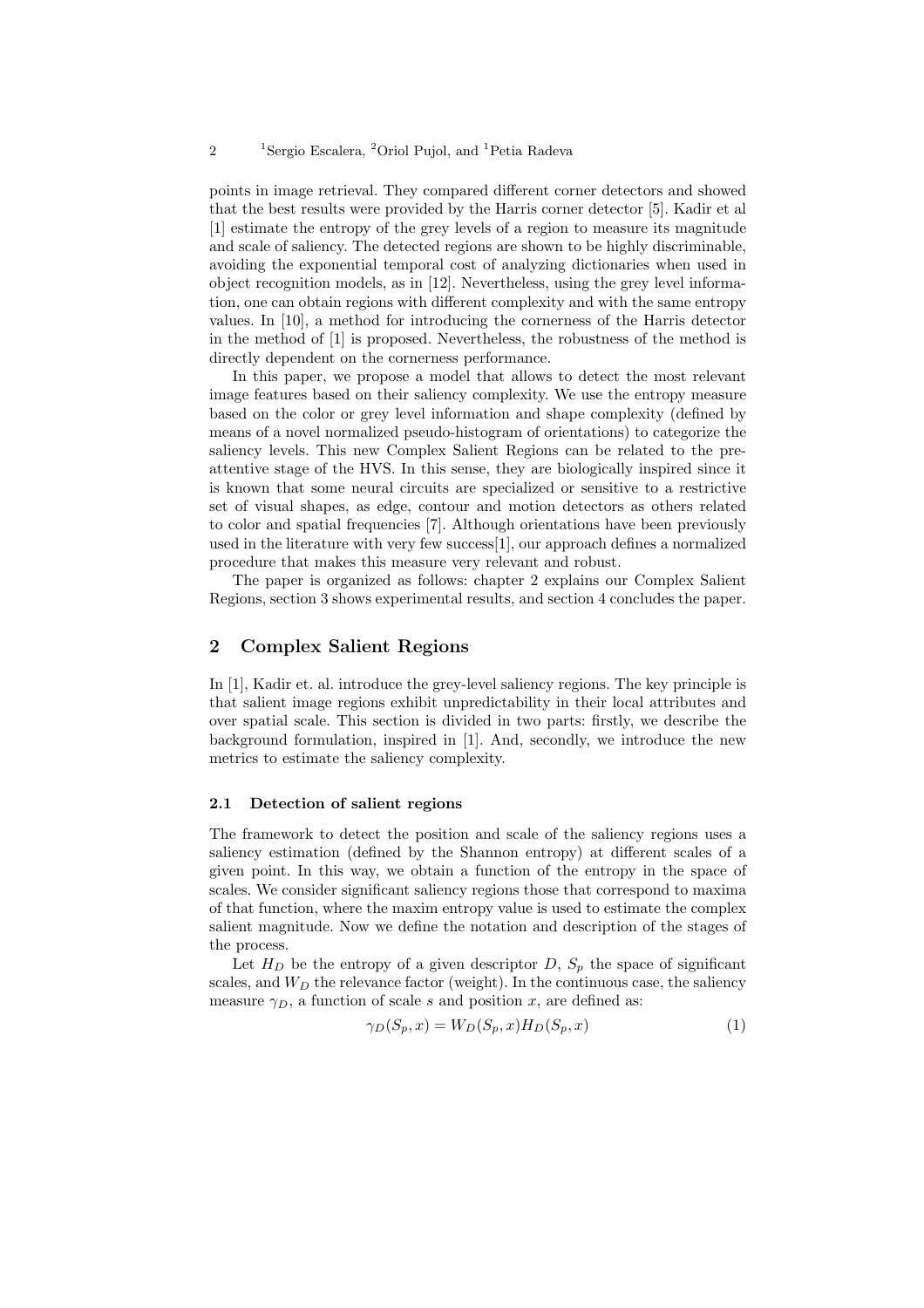points in image retrieval. They compared different corner detectors and showed that the best results were provided by the Harris corner detector [5]. Kadir et al [1] estimate the entropy of the grey levels of a region to measure its magnitude and scale of saliency. The detected regions are shown to be highly discriminable, avoiding the exponential temporal cost of analyzing dictionaries when used in object recognition models, as in [12]. Nevertheless, using the grey level information, one can obtain regions with different complexity and with the same entropy values. In [10], a method for introducing the cornerness of the Harris detector in the method of [1] is proposed. Nevertheless, the robustness of the method is directly dependent on the cornerness performance.

In this paper, we propose a model that allows to detect the most relevant image features based on their saliency complexity. We use the entropy measure based on the color or grey level information and shape complexity (defined by means of a novel normalized pseudo-histogram of orientations) to categorize the saliency levels. This new Complex Salient Regions can be related to the pre-attentive stage of the HVS. In this sense, they are biologically inspired since it is known that some neural circuits are specialized or sensitive to a restrictive set of visual shapes, as edge, contour and motion detectors as others related to color and spatial frequencies [7]. Although orientations have been previously used in the literature with very few success[1], our approach defines a normalized procedure that makes this measure very relevant and robust.

The paper is organized as follows: chapter 2 explains our Complex Salient Regions, section 3 shows experimental results, and section 4 concludes the paper.

## 2 Complex Salient Regions

In [1], Kadir et. al. introduce the grey-level saliency regions. The key principle is that salient image regions exhibit unpredictability in their local attributes and over spatial scale. This section is divided in two parts: firstly, we describe the background formulation, inspired in [1]. And, secondly, we introduce the new metrics to estimate the saliency complexity.

### 2.1 Detection of salient regions

The framework to detect the position and scale of the saliency regions uses a saliency estimation (defined by the Shannon entropy) at different scales of a given point. In this way, we obtain a function of the entropy in the space of scales. We consider significant saliency regions those that correspond to maxima of that function, where the maxim entropy value is used to estimate the complex salient magnitude. Now we define the notation and description of the stages of the process.

Let $H_D$ be the entropy of a given descriptor $D$, $S_p$ the space of significant scales, and $W_D$ the relevance factor (weight). In the continuous case, the saliency measure $\gamma_D$, a function of scale $s$ and position $x$, are defined as:

$$\gamma_D(S_p, x) = W_D(S_p, x) H_D(S_p, x) \tag{1}$$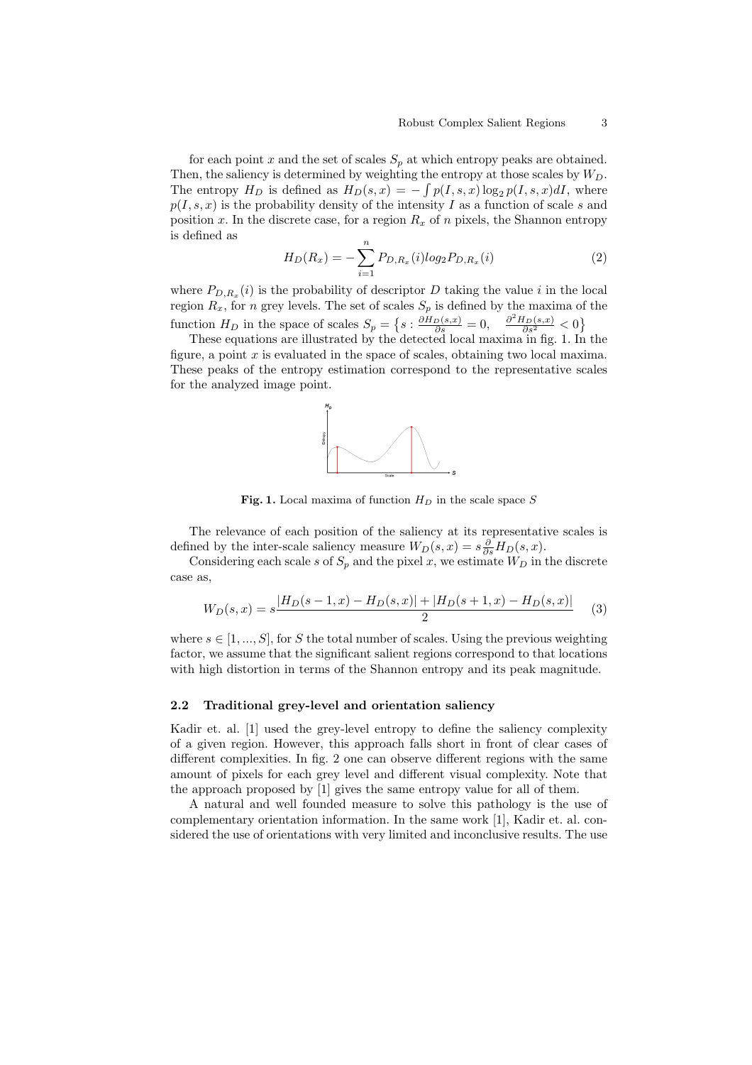for each point $x$ and the set of scales $S_p$ at which entropy peaks are obtained. Then, the saliency is determined by weighting the entropy at those scales by $W_D$. The entropy $H_D$ is defined as $H_D(s,x) = -\int p(I,s,x) \log_2 p(I,s,x) dI$, where $p(I,s,x)$ is the probability density of the intensity $I$ as a function of scale $s$ and position $x$. In the discrete case, for a region $R_x$ of $n$ pixels, the Shannon entropy is defined as

$$H_D(R_x) = -\sum_{i=1}^{n} P_{D,R_x}(i) log_2 P_{D,R_x}(i) \tag{2}$$

where $P_{D,R_x}(i)$ is the probability of descriptor $D$ taking the value $i$ in the local region $R_x$, for $n$ grey levels. The set of scales $S_p$ is defined by the maxima of the function $H_D$ in the space of scales $S_p = \left\{ s : \frac{\partial H_D(s,x)}{\partial s} = 0, \quad \frac{\partial^2 H_D(s,x)}{\partial s^2} < 0 \right\}$

These equations are illustrated by the detected local maxima in fig. 1. In the figure, a point $x$ is evaluated in the space of scales, obtaining two local maxima. These peaks of the entropy estimation correspond to the representative scales for the analyzed image point.

$H_D$

Entropy

Scale

S

**Fig. 1.** Local maxima of function $H_D$ in the scale space $S$

The relevance of each position of the saliency at its representative scales is defined by the inter-scale saliency measure $W_D(s,x) = s \frac{\partial}{\partial s} H_D(s,x)$.

Considering each scale $s$ of $S_p$ and the pixel $x$, we estimate $W_D$ in the discrete case as,

$$W_D(s,x) = s \frac{|H_D(s-1,x) - H_D(s,x)| + |H_D(s+1,x) - H_D(s,x)|}{2} \tag{3}$$

where $s \in [1, ..., S]$, for $S$ the total number of scales. Using the previous weighting factor, we assume that the significant salient regions correspond to that locations with high distortion in terms of the Shannon entropy and its peak magnitude.

### 2.2 Traditional grey-level and orientation saliency

Kadir et. al. [1] used the grey-level entropy to define the saliency complexity of a given region. However, this approach falls short in front of clear cases of different complexities. In fig. 2 one can observe different regions with the same amount of pixels for each grey level and different visual complexity. Note that the approach proposed by [1] gives the same entropy value for all of them.

A natural and well founded measure to solve this pathology is the use of complementary orientation information. In the same work [1], Kadir et. al. considered the use of orientations with very limited and inconclusive results. The use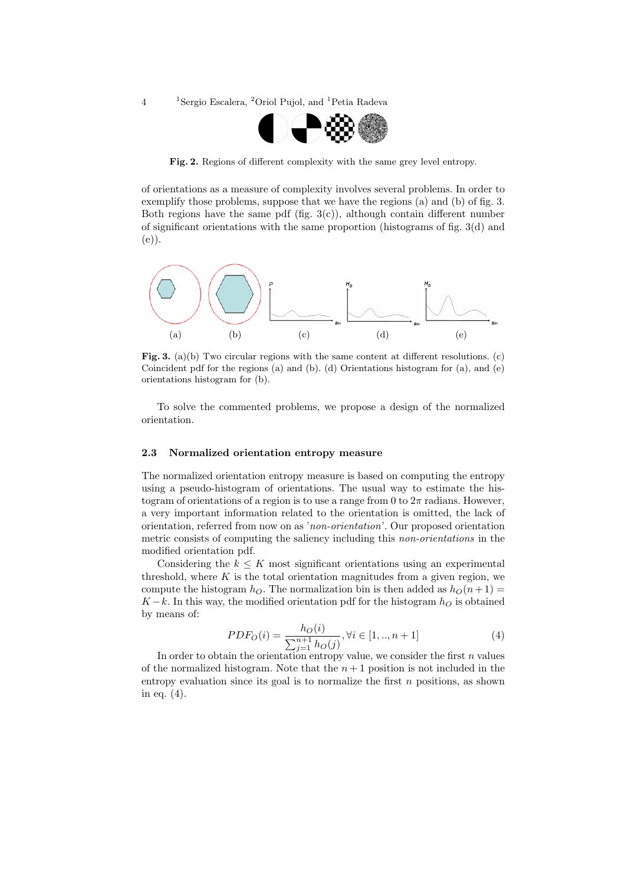Fig. 2. Regions of different complexity with the same grey level entropy.

of orientations as a measure of complexity involves several problems. In order to exemplify those problems, suppose that we have the regions (a) and (b) of fig. 3. Both regions have the same pdf (fig. 3(c)), although contain different number of significant orientations with the same proportion (histograms of fig. 3(d) and (e)).

P

Bin

$H_O$

Bin

$H_O$

Bin

(a) (b) (c) (d) (e)

**Fig. 3.** (a)(b) Two circular regions with the same content at different resolutions. (c) Coincident pdf for the regions (a) and (b). (d) Orientations histogram for (a), and (e) orientations histogram for (b).

To solve the commented problems, we propose a design of the normalized orientation.

### 2.3 Normalized orientation entropy measure

The normalized orientation entropy measure is based on computing the entropy using a pseudo-histogram of orientations. The usual way to estimate the histogram of orientations of a region is to use a range from 0 to $2\pi$ radians. However, a very important information related to the orientation is omitted, the lack of orientation, referred from now on as '*non-orientation*'. Our proposed orientation metric consists of computing the saliency including this *non-orientations* in the modified orientation pdf.

Considering the $k \leq K$ most significant orientations using an experimental threshold, where $K$ is the total orientation magnitudes from a given region, we compute the histogram $h_O$. The normalization bin is then added as $h_O(n+1) = K - k$. In this way, the modified orientation pdf for the histogram $h_O$ is obtained by means of:

$$PDF_O(i) = \frac{h_O(i)}{\sum_{j=1}^{n+1} h_O(j)}, \forall i \in [1, .., n+1] \tag{4}$$

In order to obtain the orientation entropy value, we consider the first $n$ values of the normalized histogram. Note that the $n+1$ position is not included in the entropy evaluation since its goal is to normalize the first $n$ positions, as shown in eq. (4).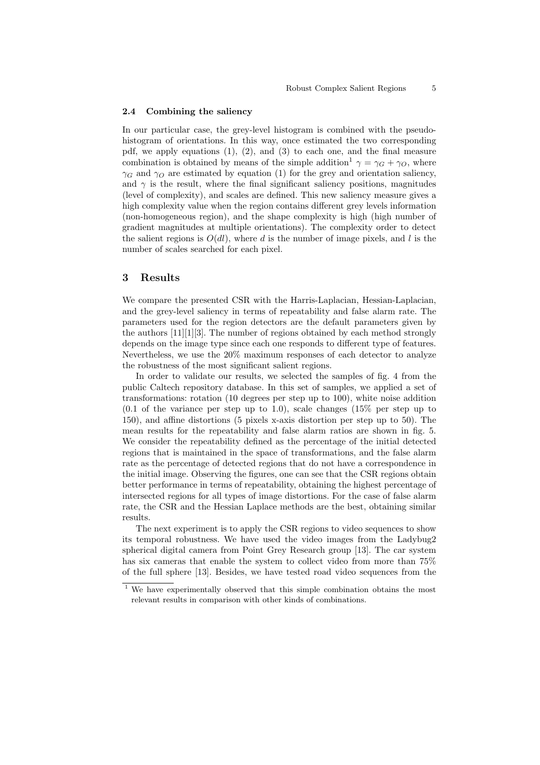### 2.4 Combining the saliency

In our particular case, the grey-level histogram is combined with the pseudo-histogram of orientations. In this way, once estimated the two corresponding pdf, we apply equations (1), (2), and (3) to each one, and the final measure combination is obtained by means of the simple addition[1] $\gamma = \gamma_G + \gamma_O$, where $\gamma_G$ and $\gamma_O$ are estimated by equation (1) for the grey and orientation saliency, and $\gamma$ is the result, where the final significant saliency positions, magnitudes (level of complexity), and scales are defined. This new saliency measure gives a high complexity value when the region contains different grey levels information (non-homogeneous region), and the shape complexity is high (high number of gradient magnitudes at multiple orientations). The complexity order to detect the salient regions is $O(dl)$, where $d$ is the number of image pixels, and $l$ is the number of scales searched for each pixel.

## 3 Results

We compare the presented CSR with the Harris-Laplacian, Hessian-Laplacian, and the grey-level saliency in terms of repeatability and false alarm rate. The parameters used for the region detectors are the default parameters given by the authors [11][1][3]. The number of regions obtained by each method strongly depends on the image type since each one responds to different type of features. Nevertheless, we use the 20% maximum responses of each detector to analyze the robustness of the most significant salient regions.

In order to validate our results, we selected the samples of fig. 4 from the public Caltech repository database. In this set of samples, we applied a set of transformations: rotation (10 degrees per step up to 100), white noise addition (0.1 of the variance per step up to 1.0), scale changes (15% per step up to 150), and affine distortions (5 pixels x-axis distortion per step up to 50). The mean results for the repeatability and false alarm ratios are shown in fig. 5. We consider the repeatability defined as the percentage of the initial detected regions that is maintained in the space of transformations, and the false alarm rate as the percentage of detected regions that do not have a correspondence in the initial image. Observing the figures, one can see that the CSR regions obtain better performance in terms of repeatability, obtaining the highest percentage of intersected regions for all types of image distortions. For the case of false alarm rate, the CSR and the Hessian Laplace methods are the best, obtaining similar results.

The next experiment is to apply the CSR regions to video sequences to show its temporal robustness. We have used the video images from the Ladybug2 spherical digital camera from Point Grey Research group [13]. The car system has six cameras that enable the system to collect video from more than 75% of the full sphere [13]. Besides, we have tested road video sequences from the

[1] We have experimentally observed that this simple combination obtains the most relevant results in comparison with other kinds of combinations.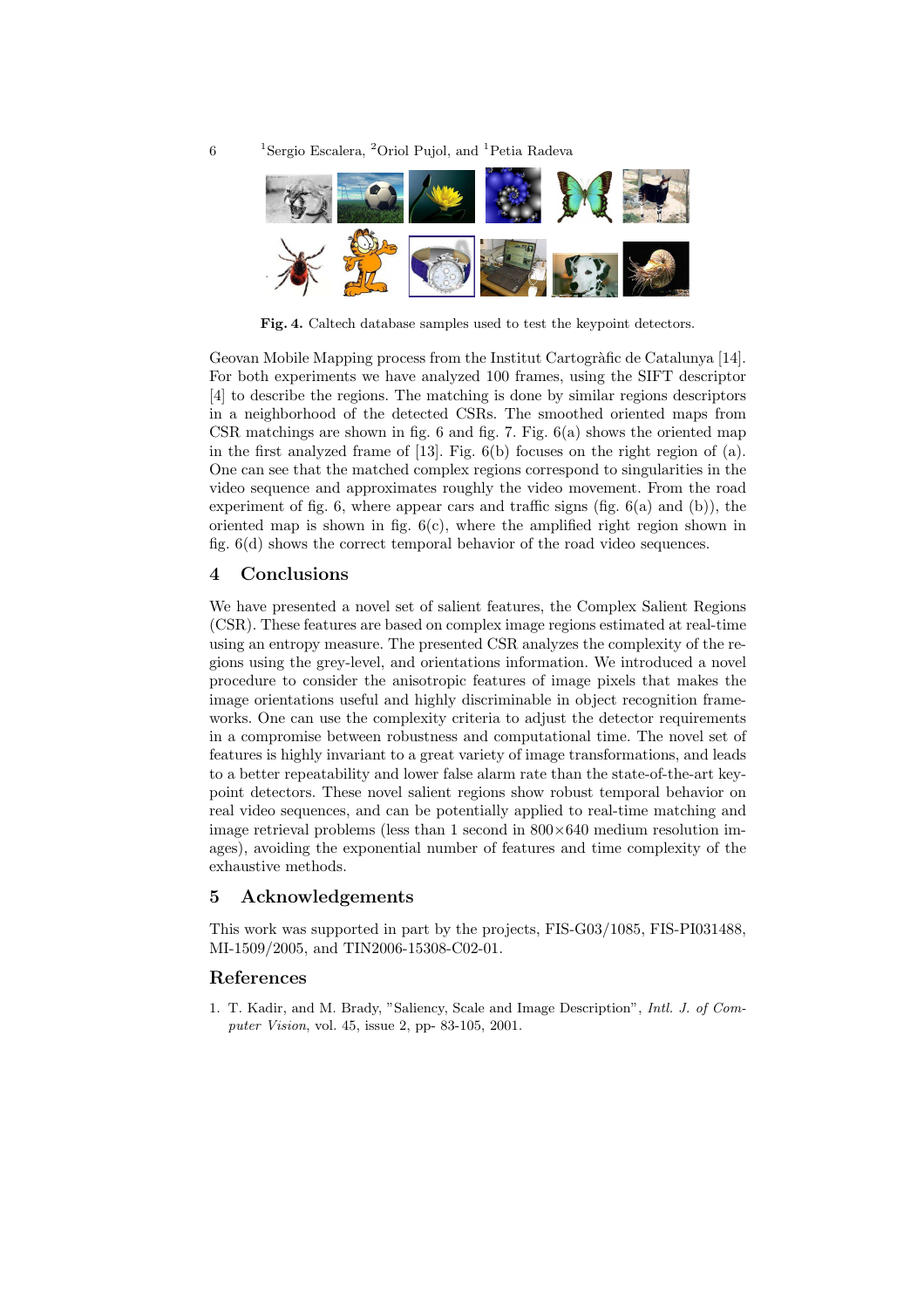Fig. 4. Caltech database samples used to test the keypoint detectors.

Geovan Mobile Mapping process from the Institut Cartogràfic de Catalunya [14]. For both experiments we have analyzed 100 frames, using the SIFT descriptor [4] to describe the regions. The matching is done by similar regions descriptors in a neighborhood of the detected CSRs. The smoothed oriented maps from CSR matchings are shown in fig. 6 and fig. 7. Fig. 6(a) shows the oriented map in the first analyzed frame of [13]. Fig. 6(b) focuses on the right region of (a). One can see that the matched complex regions correspond to singularities in the video sequence and approximates roughly the video movement. From the road experiment of fig. 6, where appear cars and traffic signs (fig. 6(a) and (b)), the oriented map is shown in fig. 6(c), where the amplified right region shown in fig. 6(d) shows the correct temporal behavior of the road video sequences.

## 4 Conclusions

We have presented a novel set of salient features, the Complex Salient Regions (CSR). These features are based on complex image regions estimated at real-time using an entropy measure. The presented CSR analyzes the complexity of the regions using the grey-level, and orientations information. We introduced a novel procedure to consider the anisotropic features of image pixels that makes the image orientations useful and highly discriminable in object recognition frameworks. One can use the complexity criteria to adjust the detector requirements in a compromise between robustness and computational time. The novel set of features is highly invariant to a great variety of image transformations, and leads to a better repeatability and lower false alarm rate than the state-of-the-art keypoint detectors. These novel salient regions show robust temporal behavior on real video sequences, and can be potentially applied to real-time matching and image retrieval problems (less than 1 second in $800 \times 640$ medium resolution images), avoiding the exponential number of features and time complexity of the exhaustive methods.

## 5 Acknowledgements

This work was supported in part by the projects, FIS-G03/1085, FIS-PI031488, MI-1509/2005, and TIN2006-15308-C02-01.

## References

1. T. Kadir, and M. Brady, "Saliency, Scale and Image Description", *Intl. J. of Computer Vision*, vol. 45, issue 2, pp- 83-105, 2001.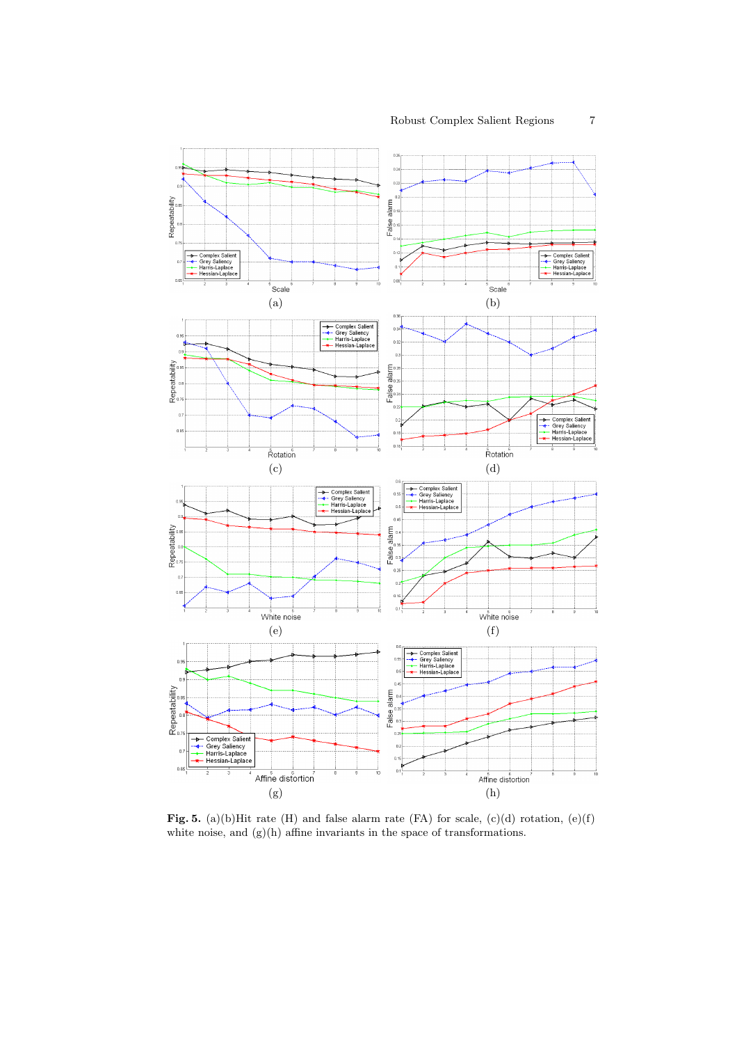Repeatability

Scale

(a)

Complex Salient
Grey Saliency
Harris-Laplace
Hessian-Laplace

False alarm

Scale

(b)

Complex Salient
Grey Saliency
Harris-Laplace
Hessian-Laplace

Repeatability

Rotation

(c)

Complex Salient
Grey Saliency
Harris-Laplace
Hessian-Laplace

False alarm

Rotation

(d)

Complex Salient
Grey Saliency
Harris-Laplace
Hessian-Laplace

Repeatability

White noise

(e)

Complex Salient
Grey Saliency
Harris-Laplace
Hessian-Laplace

False alarm

White noise

(f)

Complex Salient
Grey Saliency
Harris-Laplace
Hessian-Laplace

Repeatability

Affine distortion

(g)

Complex Salient
Grey Saliency
Harris-Laplace
Hessian-Laplace

False alarm

Affine distortion

(h)

Complex Salient
Grey Saliency
Harris-Laplace
Hessian-Laplace

**Fig. 5.** (a)(b)Hit rate (H) and false alarm rate (FA) for scale, (c)(d) rotation, (e)(f) white noise, and (g)(h) affine invariants in the space of transformations.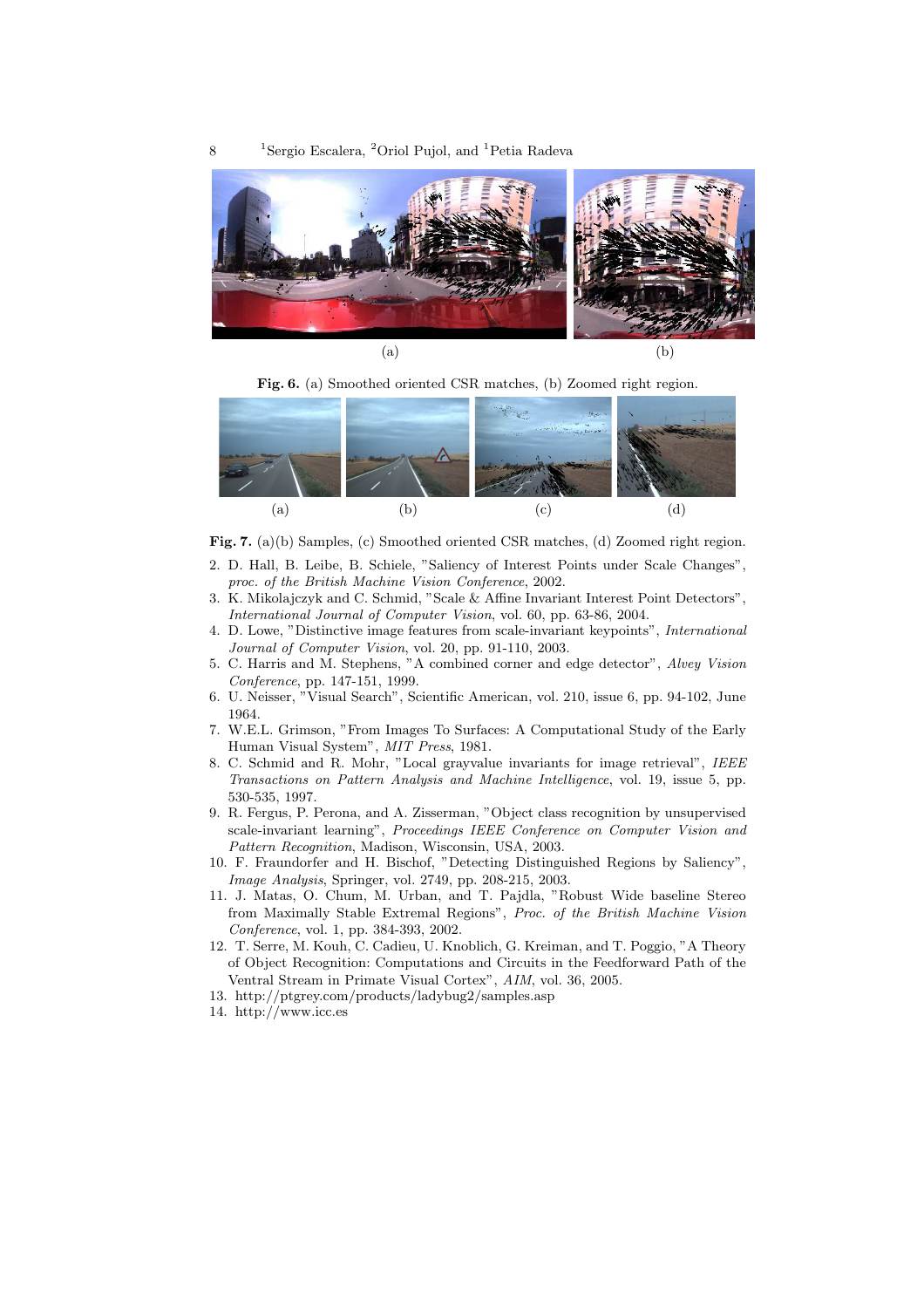(a)

(b)

**Fig. 6.** (a) Smoothed oriented CSR matches, (b) Zoomed right region.

(a) (b) (c) (d)

**Fig. 7.** (a)(b) Samples, (c) Smoothed oriented CSR matches, (d) Zoomed right region.

2. D. Hall, B. Leibe, B. Schiele, "Saliency of Interest Points under Scale Changes", *proc. of the British Machine Vision Conference*, 2002.
3. K. Mikolajczyk and C. Schmid, "Scale & Affine Invariant Interest Point Detectors", *International Journal of Computer Vision*, vol. 60, pp. 63-86, 2004.
4. D. Lowe, "Distinctive image features from scale-invariant keypoints", *International Journal of Computer Vision*, vol. 20, pp. 91-110, 2003.
5. C. Harris and M. Stephens, "A combined corner and edge detector", *Alvey Vision Conference*, pp. 147-151, 1999.
6. U. Neisser, "Visual Search", Scientific American, vol. 210, issue 6, pp. 94-102, June 1964.
7. W.E.L. Grimson, "From Images To Surfaces: A Computational Study of the Early Human Visual System", *MIT Press*, 1981.
8. C. Schmid and R. Mohr, "Local grayvalue invariants for image retrieval", *IEEE Transactions on Pattern Analysis and Machine Intelligence*, vol. 19, issue 5, pp. 530-535, 1997.
9. R. Fergus, P. Perona, and A. Zisserman, "Object class recognition by unsupervised scale-invariant learning", *Proceedings IEEE Conference on Computer Vision and Pattern Recognition*, Madison, Wisconsin, USA, 2003.
10. F. Fraundorfer and H. Bischof, "Detecting Distinguished Regions by Saliency", *Image Analysis*, Springer, vol. 2749, pp. 208-215, 2003.
11. J. Matas, O. Chum, M. Urban, and T. Pajdla, "Robust Wide baseline Stereo from Maximally Stable Extremal Regions", *Proc. of the British Machine Vision Conference*, vol. 1, pp. 384-393, 2002.
12. T. Serre, M. Kouh, C. Cadieu, U. Knoblich, G. Kreiman, and T. Poggio, "A Theory of Object Recognition: Computations and Circuits in the Feedforward Path of the Ventral Stream in Primate Visual Cortex", *AIM*, vol. 36, 2005.
13. http://ptgrey.com/products/ladybug2/samples.asp
14. http://www.icc.es